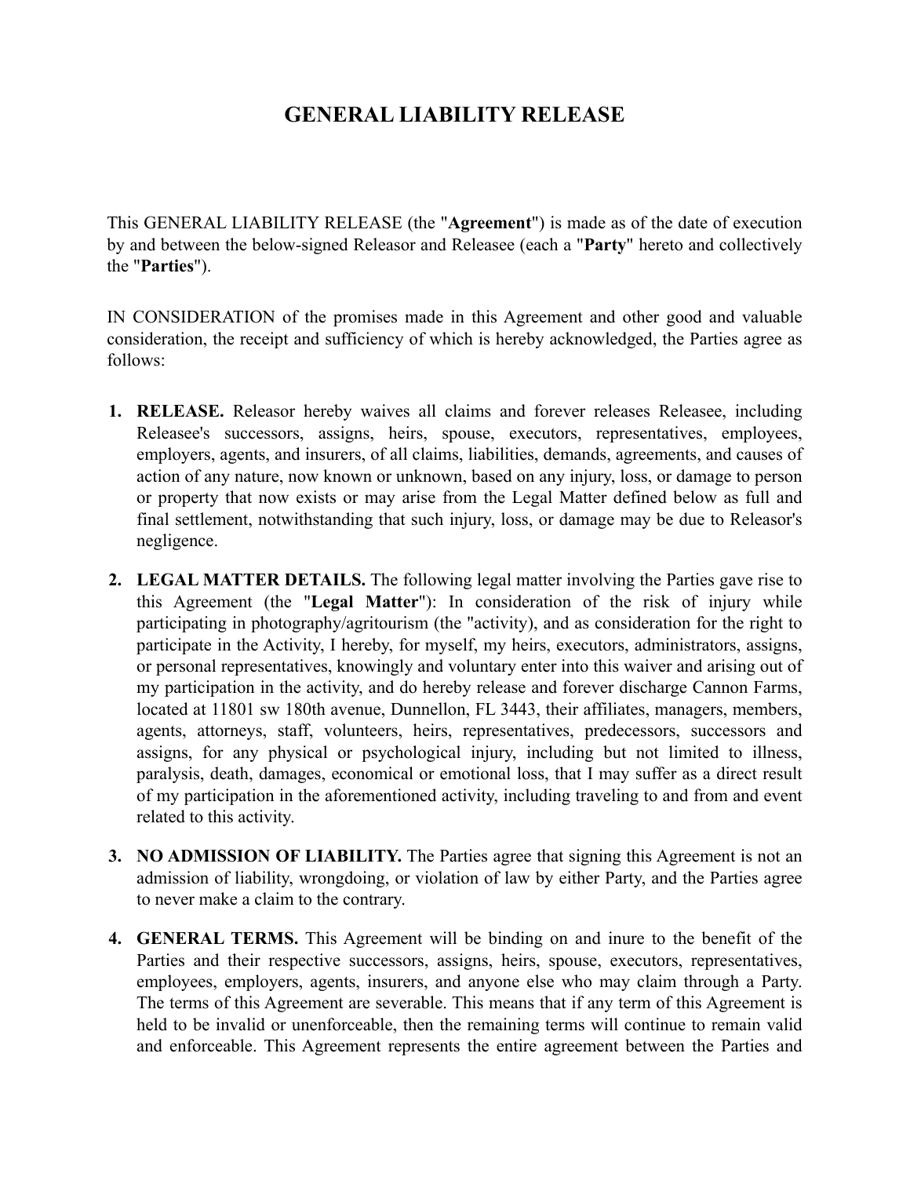# GENERAL LIABILITY RELEASE

This GENERAL LIABILITY RELEASE (the "**Agreement**") is made as of the date of execution by and between the below-signed Releasor and Releasee (each a "**Party**" hereto and collectively the "**Parties**").

IN CONSIDERATION of the promises made in this Agreement and other good and valuable consideration, the receipt and sufficiency of which is hereby acknowledged, the Parties agree as follows:

1. **RELEASE.** Releasor hereby waives all claims and forever releases Releasee, including Releasee's successors, assigns, heirs, spouse, executors, representatives, employees, employers, agents, and insurers, of all claims, liabilities, demands, agreements, and causes of action of any nature, now known or unknown, based on any injury, loss, or damage to person or property that now exists or may arise from the Legal Matter defined below as full and final settlement, notwithstanding that such injury, loss, or damage may be due to Releasor's negligence.

2. **LEGAL MATTER DETAILS.** The following legal matter involving the Parties gave rise to this Agreement (the "**Legal Matter**"): In consideration of the risk of injury while participating in photography/agritourism (the "activity), and as consideration for the right to participate in the Activity, I hereby, for myself, my heirs, executors, administrators, assigns, or personal representatives, knowingly and voluntary enter into this waiver and arising out of my participation in the activity, and do hereby release and forever discharge Cannon Farms, located at 11801 sw 180th avenue, Dunnellon, FL 3443, their affiliates, managers, members, agents, attorneys, staff, volunteers, heirs, representatives, predecessors, successors and assigns, for any physical or psychological injury, including but not limited to illness, paralysis, death, damages, economical or emotional loss, that I may suffer as a direct result of my participation in the aforementioned activity, including traveling to and from and event related to this activity.

3. **NO ADMISSION OF LIABILITY.** The Parties agree that signing this Agreement is not an admission of liability, wrongdoing, or violation of law by either Party, and the Parties agree to never make a claim to the contrary.

4. **GENERAL TERMS.** This Agreement will be binding on and inure to the benefit of the Parties and their respective successors, assigns, heirs, spouse, executors, representatives, employees, employers, agents, insurers, and anyone else who may claim through a Party. The terms of this Agreement are severable. This means that if any term of this Agreement is held to be invalid or unenforceable, then the remaining terms will continue to remain valid and enforceable. This Agreement represents the entire agreement between the Parties and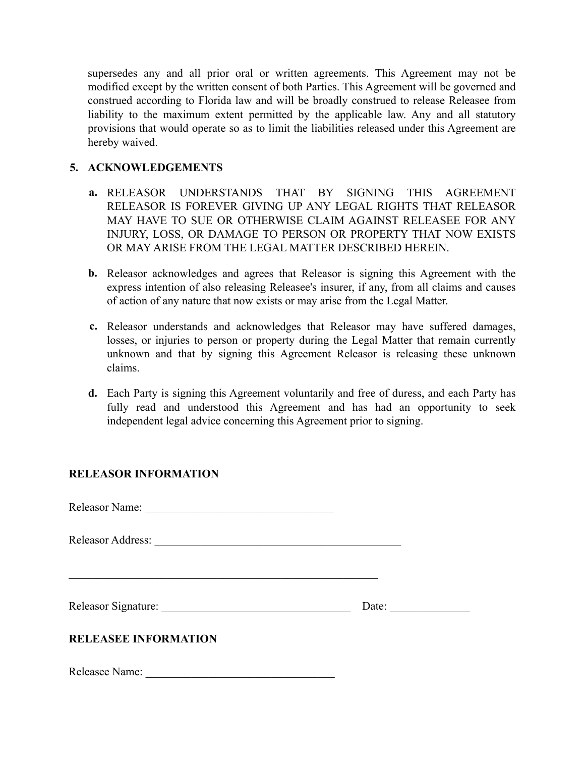supersedes any and all prior oral or written agreements. This Agreement may not be modified except by the written consent of both Parties. This Agreement will be governed and construed according to Florida law and will be broadly construed to release Releasee from liability to the maximum extent permitted by the applicable law. Any and all statutory provisions that would operate so as to limit the liabilities released under this Agreement are hereby waived.

**5. ACKNOWLEDGEMENTS**

**a.** RELEASOR UNDERSTANDS THAT BY SIGNING THIS AGREEMENT RELEASOR IS FOREVER GIVING UP ANY LEGAL RIGHTS THAT RELEASOR MAY HAVE TO SUE OR OTHERWISE CLAIM AGAINST RELEASEE FOR ANY INJURY, LOSS, OR DAMAGE TO PERSON OR PROPERTY THAT NOW EXISTS OR MAY ARISE FROM THE LEGAL MATTER DESCRIBED HEREIN.

**b.** Releasor acknowledges and agrees that Releasor is signing this Agreement with the express intention of also releasing Releasee's insurer, if any, from all claims and causes of action of any nature that now exists or may arise from the Legal Matter.

**c.** Releasor understands and acknowledges that Releasor may have suffered damages, losses, or injuries to person or property during the Legal Matter that remain currently unknown and that by signing this Agreement Releasor is releasing these unknown claims.

**d.** Each Party is signing this Agreement voluntarily and free of duress, and each Party has fully read and understood this Agreement and has had an opportunity to seek independent legal advice concerning this Agreement prior to signing.

**RELEASOR INFORMATION**

Releasor Name: ___________________________________

Releasor Address: ______________________________________________

_________________________________________________________

Releasor Signature: ___________________________________ Date: ______________

**RELEASEE INFORMATION**

Releasee Name: ___________________________________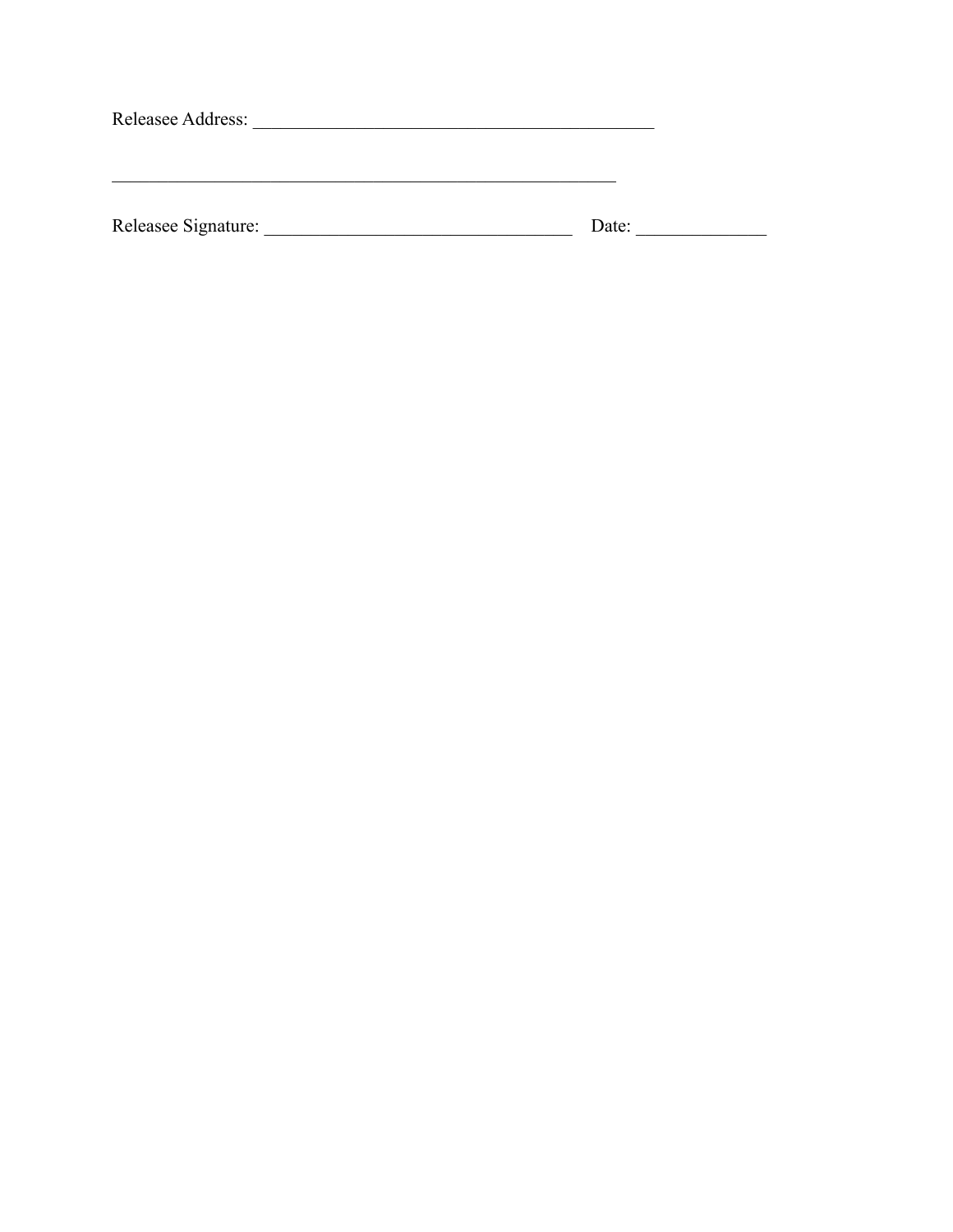Releasee Address: ______________________________________________

_________________________________________________________

Releasee Signature: ___________________________________    Date: ______________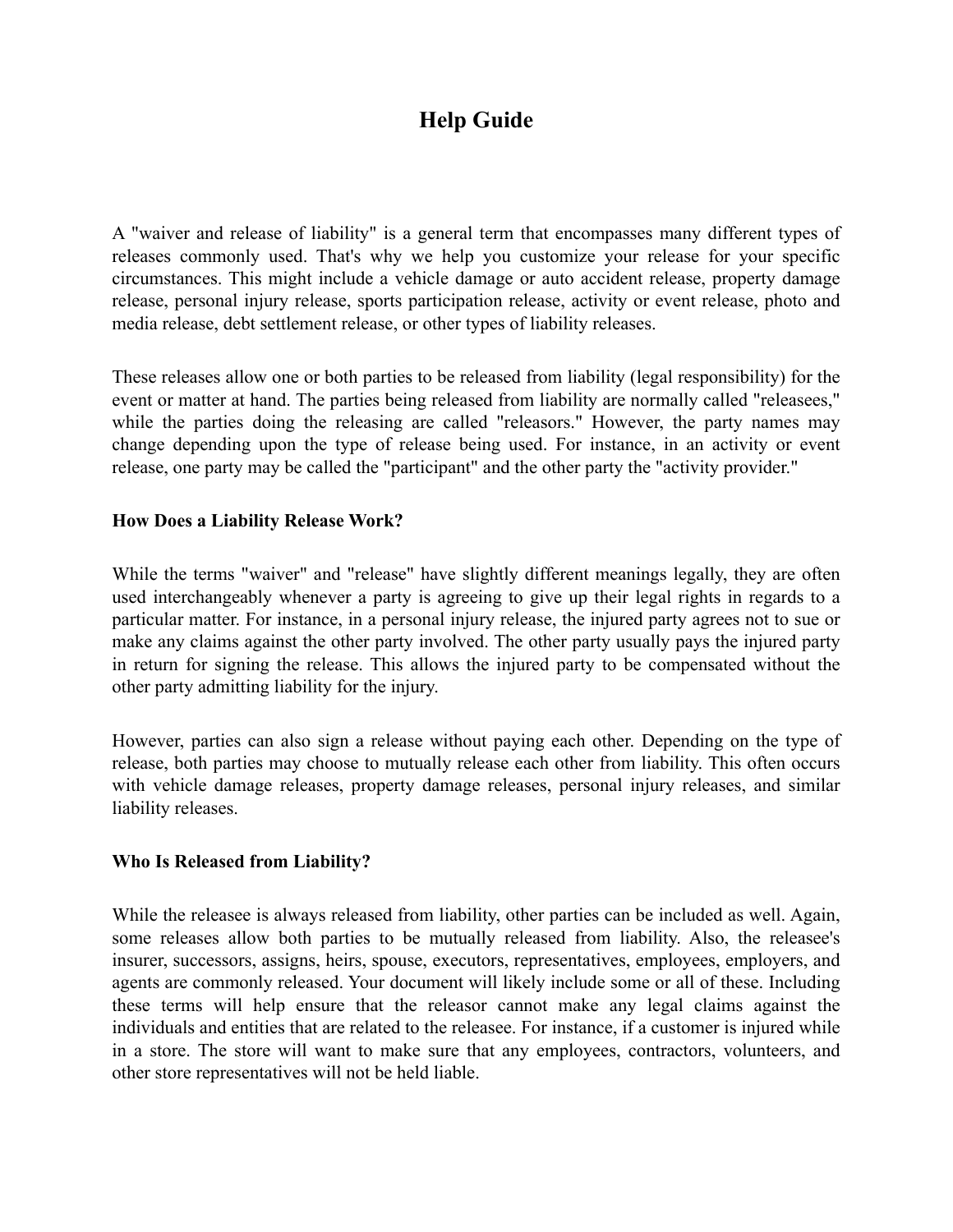# Help Guide

A "waiver and release of liability" is a general term that encompasses many different types of releases commonly used. That's why we help you customize your release for your specific circumstances. This might include a vehicle damage or auto accident release, property damage release, personal injury release, sports participation release, activity or event release, photo and media release, debt settlement release, or other types of liability releases.

These releases allow one or both parties to be released from liability (legal responsibility) for the event or matter at hand. The parties being released from liability are normally called "releasees," while the parties doing the releasing are called "releasors." However, the party names may change depending upon the type of release being used. For instance, in an activity or event release, one party may be called the "participant" and the other party the "activity provider."

**How Does a Liability Release Work?**

While the terms "waiver" and "release" have slightly different meanings legally, they are often used interchangeably whenever a party is agreeing to give up their legal rights in regards to a particular matter. For instance, in a personal injury release, the injured party agrees not to sue or make any claims against the other party involved. The other party usually pays the injured party in return for signing the release. This allows the injured party to be compensated without the other party admitting liability for the injury.

However, parties can also sign a release without paying each other. Depending on the type of release, both parties may choose to mutually release each other from liability. This often occurs with vehicle damage releases, property damage releases, personal injury releases, and similar liability releases.

**Who Is Released from Liability?**

While the releasee is always released from liability, other parties can be included as well. Again, some releases allow both parties to be mutually released from liability. Also, the releasee's insurer, successors, assigns, heirs, spouse, executors, representatives, employees, employers, and agents are commonly released. Your document will likely include some or all of these. Including these terms will help ensure that the releasor cannot make any legal claims against the individuals and entities that are related to the releasee. For instance, if a customer is injured while in a store. The store will want to make sure that any employees, contractors, volunteers, and other store representatives will not be held liable.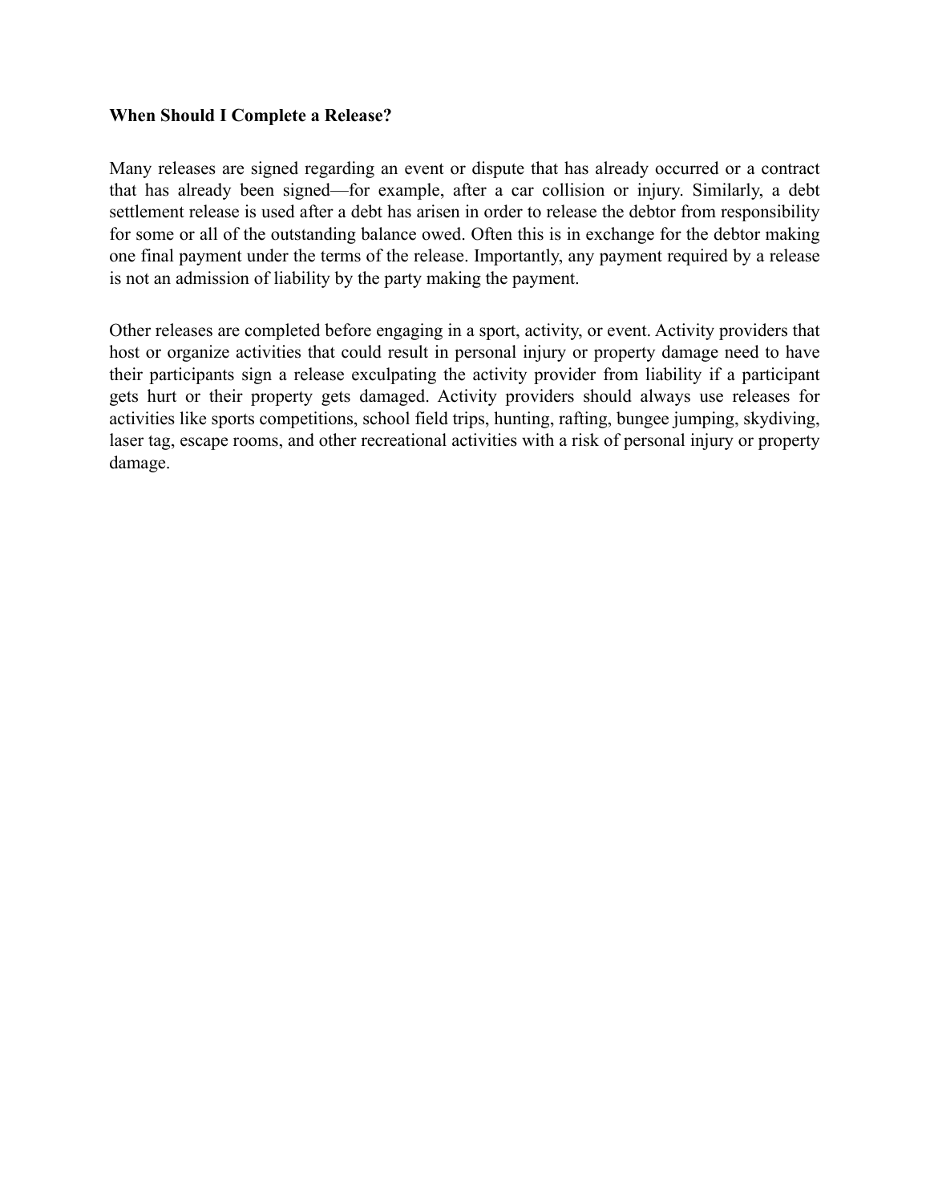**When Should I Complete a Release?**

Many releases are signed regarding an event or dispute that has already occurred or a contract that has already been signed—for example, after a car collision or injury. Similarly, a debt settlement release is used after a debt has arisen in order to release the debtor from responsibility for some or all of the outstanding balance owed. Often this is in exchange for the debtor making one final payment under the terms of the release. Importantly, any payment required by a release is not an admission of liability by the party making the payment.

Other releases are completed before engaging in a sport, activity, or event. Activity providers that host or organize activities that could result in personal injury or property damage need to have their participants sign a release exculpating the activity provider from liability if a participant gets hurt or their property gets damaged. Activity providers should always use releases for activities like sports competitions, school field trips, hunting, rafting, bungee jumping, skydiving, laser tag, escape rooms, and other recreational activities with a risk of personal injury or property damage.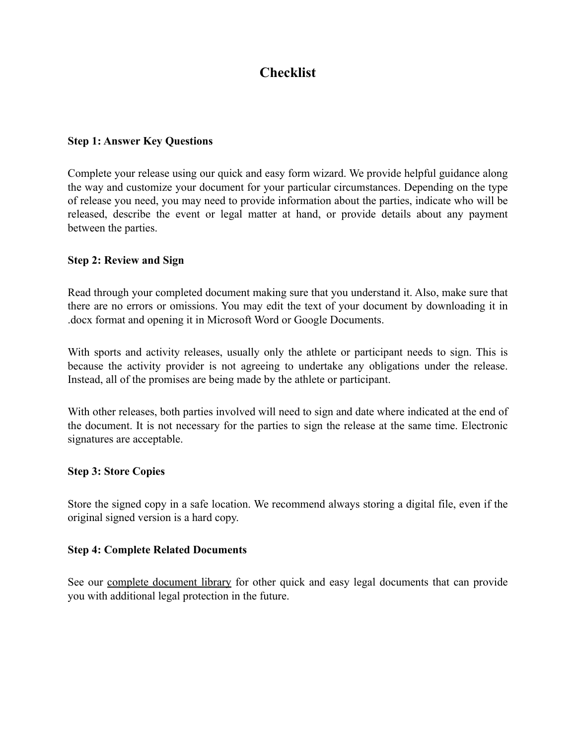# Checklist

**Step 1: Answer Key Questions**

Complete your release using our quick and easy form wizard. We provide helpful guidance along the way and customize your document for your particular circumstances. Depending on the type of release you need, you may need to provide information about the parties, indicate who will be released, describe the event or legal matter at hand, or provide details about any payment between the parties.

**Step 2: Review and Sign**

Read through your completed document making sure that you understand it. Also, make sure that there are no errors or omissions. You may edit the text of your document by downloading it in .docx format and opening it in Microsoft Word or Google Documents.

With sports and activity releases, usually only the athlete or participant needs to sign. This is because the activity provider is not agreeing to undertake any obligations under the release. Instead, all of the promises are being made by the athlete or participant.

With other releases, both parties involved will need to sign and date where indicated at the end of the document. It is not necessary for the parties to sign the release at the same time. Electronic signatures are acceptable.

**Step 3: Store Copies**

Store the signed copy in a safe location. We recommend always storing a digital file, even if the original signed version is a hard copy.

**Step 4: Complete Related Documents**

See our complete document library for other quick and easy legal documents that can provide you with additional legal protection in the future.